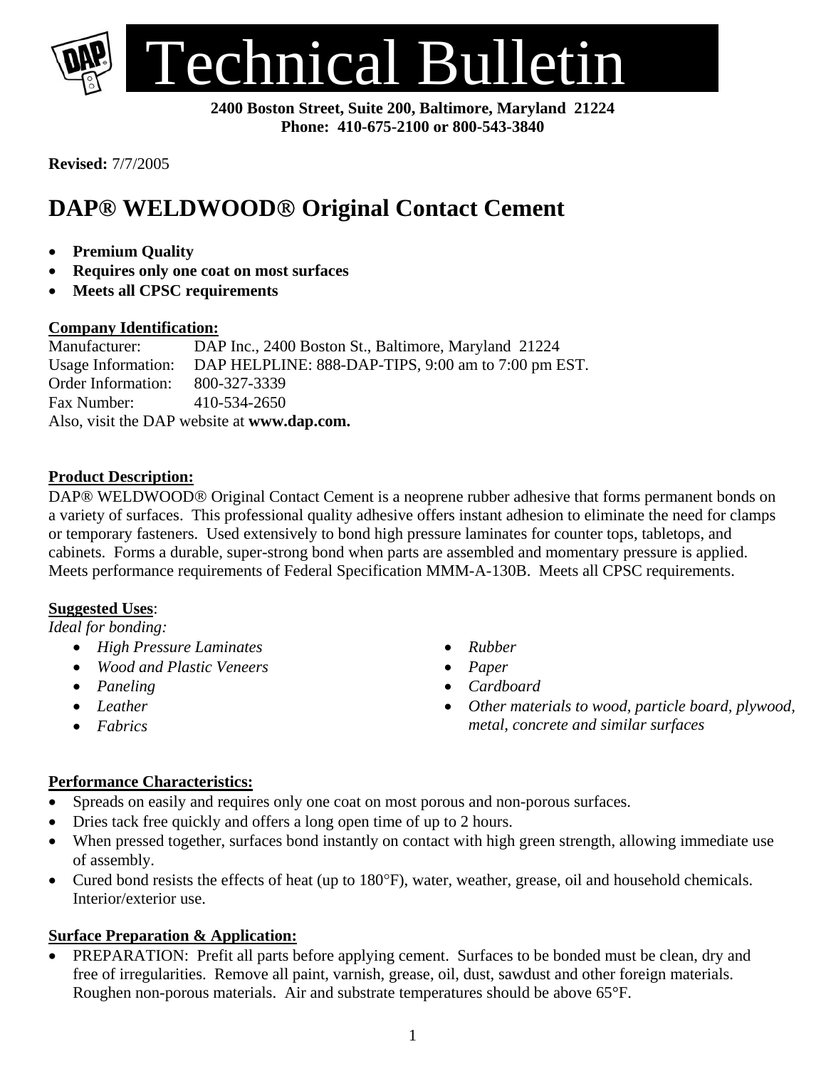# Technical Bulletin

**2400 Boston Street, Suite 200, Baltimore, Maryland 21224**
**Phone: 410-675-2100 or 800-543-3840**

**Revised:** 7/7/2005

## DAP® WELDWOOD® Original Contact Cement

- **Premium Quality**
- **Requires only one coat on most surfaces**
- **Meets all CPSC requirements**

**Company Identification:**

Manufacturer: DAP Inc., 2400 Boston St., Baltimore, Maryland 21224
Usage Information: DAP HELPLINE: 888-DAP-TIPS, 9:00 am to 7:00 pm EST.
Order Information: 800-327-3339
Fax Number: 410-534-2650
Also, visit the DAP website at **www.dap.com.**

**Product Description:**

DAP® WELDWOOD® Original Contact Cement is a neoprene rubber adhesive that forms permanent bonds on a variety of surfaces. This professional quality adhesive offers instant adhesion to eliminate the need for clamps or temporary fasteners. Used extensively to bond high pressure laminates for counter tops, tabletops, and cabinets. Forms a durable, super-strong bond when parts are assembled and momentary pressure is applied. Meets performance requirements of Federal Specification MMM-A-130B. Meets all CPSC requirements.

**Suggested Uses**:

*Ideal for bonding:*

- *High Pressure Laminates*
- *Wood and Plastic Veneers*
- *Paneling*
- *Leather*
- *Fabrics*
- *Rubber*
- *Paper*
- *Cardboard*
- *Other materials to wood, particle board, plywood, metal, concrete and similar surfaces*

**Performance Characteristics:**

- Spreads on easily and requires only one coat on most porous and non-porous surfaces.
- Dries tack free quickly and offers a long open time of up to 2 hours.
- When pressed together, surfaces bond instantly on contact with high green strength, allowing immediate use of assembly.
- Cured bond resists the effects of heat (up to 180°F), water, weather, grease, oil and household chemicals. Interior/exterior use.

**Surface Preparation & Application:**

- PREPARATION: Prefit all parts before applying cement. Surfaces to be bonded must be clean, dry and free of irregularities. Remove all paint, varnish, grease, oil, dust, sawdust and other foreign materials. Roughen non-porous materials. Air and substrate temperatures should be above 65°F.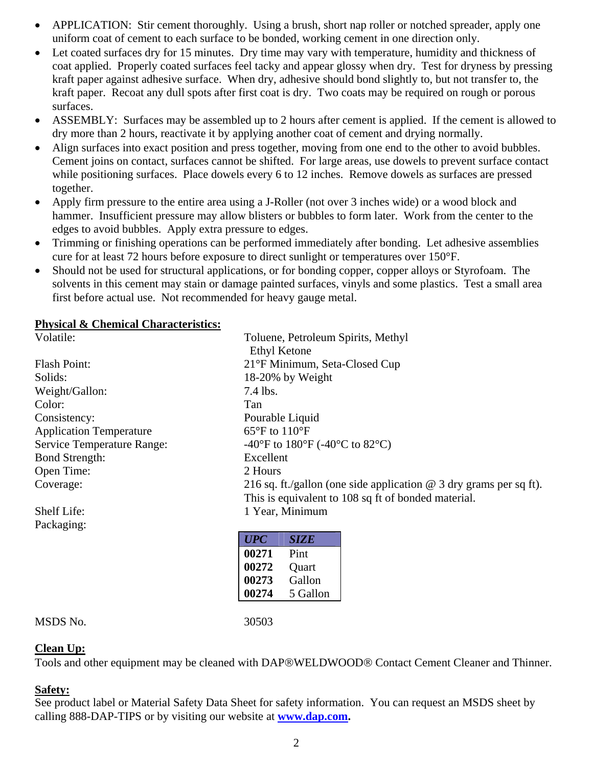- APPLICATION: Stir cement thoroughly. Using a brush, short nap roller or notched spreader, apply one uniform coat of cement to each surface to be bonded, working cement in one direction only.
- Let coated surfaces dry for 15 minutes. Dry time may vary with temperature, humidity and thickness of coat applied. Properly coated surfaces feel tacky and appear glossy when dry. Test for dryness by pressing kraft paper against adhesive surface. When dry, adhesive should bond slightly to, but not transfer to, the kraft paper. Recoat any dull spots after first coat is dry. Two coats may be required on rough or porous surfaces.
- ASSEMBLY: Surfaces may be assembled up to 2 hours after cement is applied. If the cement is allowed to dry more than 2 hours, reactivate it by applying another coat of cement and drying normally.
- Align surfaces into exact position and press together, moving from one end to the other to avoid bubbles. Cement joins on contact, surfaces cannot be shifted. For large areas, use dowels to prevent surface contact while positioning surfaces. Place dowels every 6 to 12 inches. Remove dowels as surfaces are pressed together.
- Apply firm pressure to the entire area using a J-Roller (not over 3 inches wide) or a wood block and hammer. Insufficient pressure may allow blisters or bubbles to form later. Work from the center to the edges to avoid bubbles. Apply extra pressure to edges.
- Trimming or finishing operations can be performed immediately after bonding. Let adhesive assemblies cure for at least 72 hours before exposure to direct sunlight or temperatures over 150°F.
- Should not be used for structural applications, or for bonding copper, copper alloys or Styrofoam. The solvents in this cement may stain or damage painted surfaces, vinyls and some plastics. Test a small area first before actual use. Not recommended for heavy gauge metal.

**Physical & Chemical Characteristics:**

| | |
|---|---|
| Volatile: | Toluene, Petroleum Spirits, Methyl Ethyl Ketone |
| Flash Point: | 21°F Minimum, Seta-Closed Cup |
| Solids: | 18-20% by Weight |
| Weight/Gallon: | 7.4 lbs. |
| Color: | Tan |
| Consistency: | Pourable Liquid |
| Application Temperature | 65°F to 110°F |
| Service Temperature Range: | -40°F to 180°F (-40°C to 82°C) |
| Bond Strength: | Excellent |
| Open Time: | 2 Hours |
| Coverage: | 216 sq. ft./gallon (one side application @ 3 dry grams per sq ft). This is equivalent to 108 sq ft of bonded material. |
| Shelf Life: | 1 Year, Minimum |
| Packaging: | |

| *UPC* | *SIZE* |
|---|---|
| **00271** | Pint |
| **00272** | Quart |
| **00273** | Gallon |
| **00274** | 5 Gallon |

MSDS No. 30503

**Clean Up:**

Tools and other equipment may be cleaned with DAP®WELDWOOD® Contact Cement Cleaner and Thinner.

**Safety:**

See product label or Material Safety Data Sheet for safety information. You can request an MSDS sheet by calling 888-DAP-TIPS or by visiting our website at **www.dap.com**.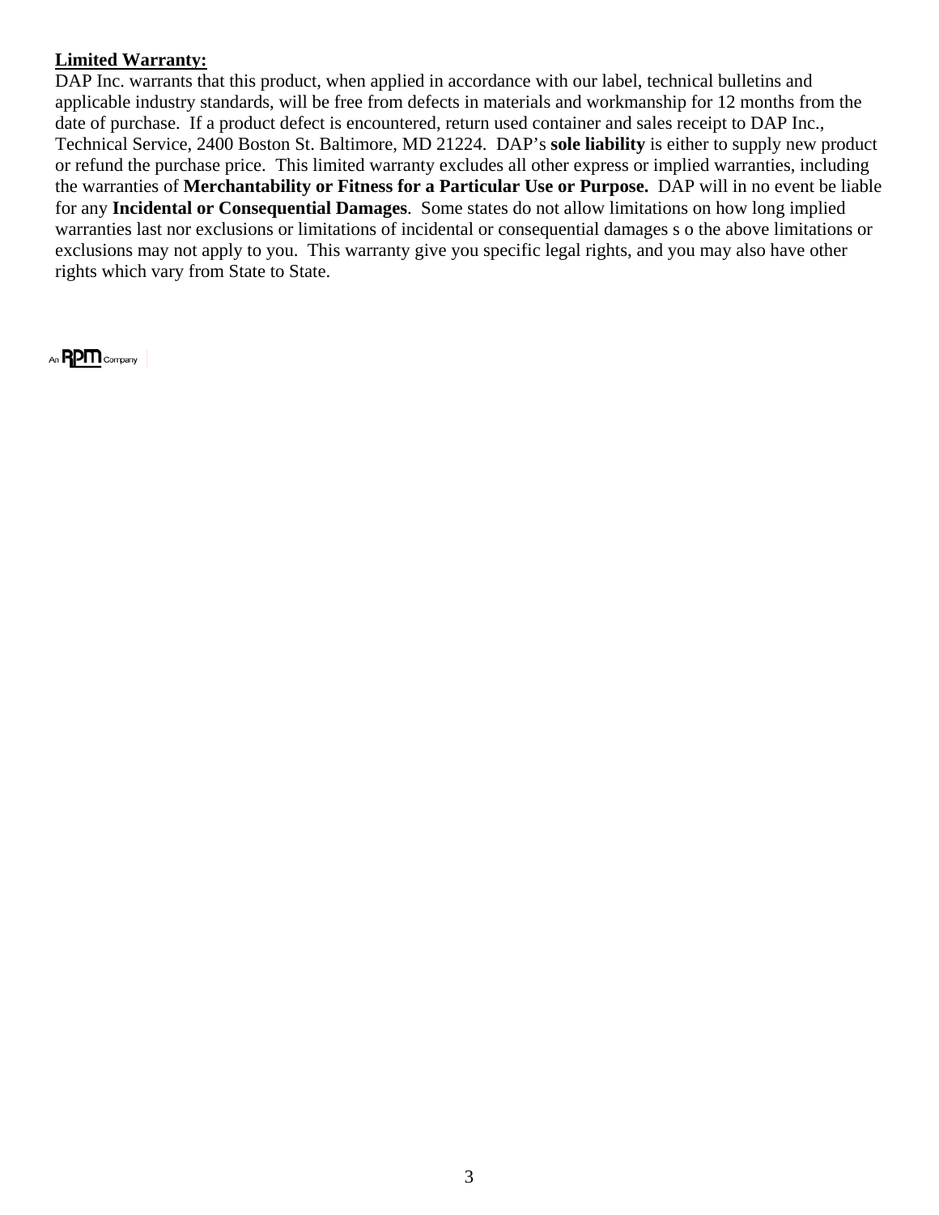**Limited Warranty:**

DAP Inc. warrants that this product, when applied in accordance with our label, technical bulletins and applicable industry standards, will be free from defects in materials and workmanship for 12 months from the date of purchase. If a product defect is encountered, return used container and sales receipt to DAP Inc., Technical Service, 2400 Boston St. Baltimore, MD 21224. DAP's **sole liability** is either to supply new product or refund the purchase price. This limited warranty excludes all other express or implied warranties, including the warranties of **Merchantability or Fitness for a Particular Use or Purpose.** DAP will in no event be liable for any **Incidental or Consequential Damages**. Some states do not allow limitations on how long implied warranties last nor exclusions or limitations of incidental or consequential damages s o the above limitations or exclusions may not apply to you. This warranty give you specific legal rights, and you may also have other rights which vary from State to State.

An RPM Company